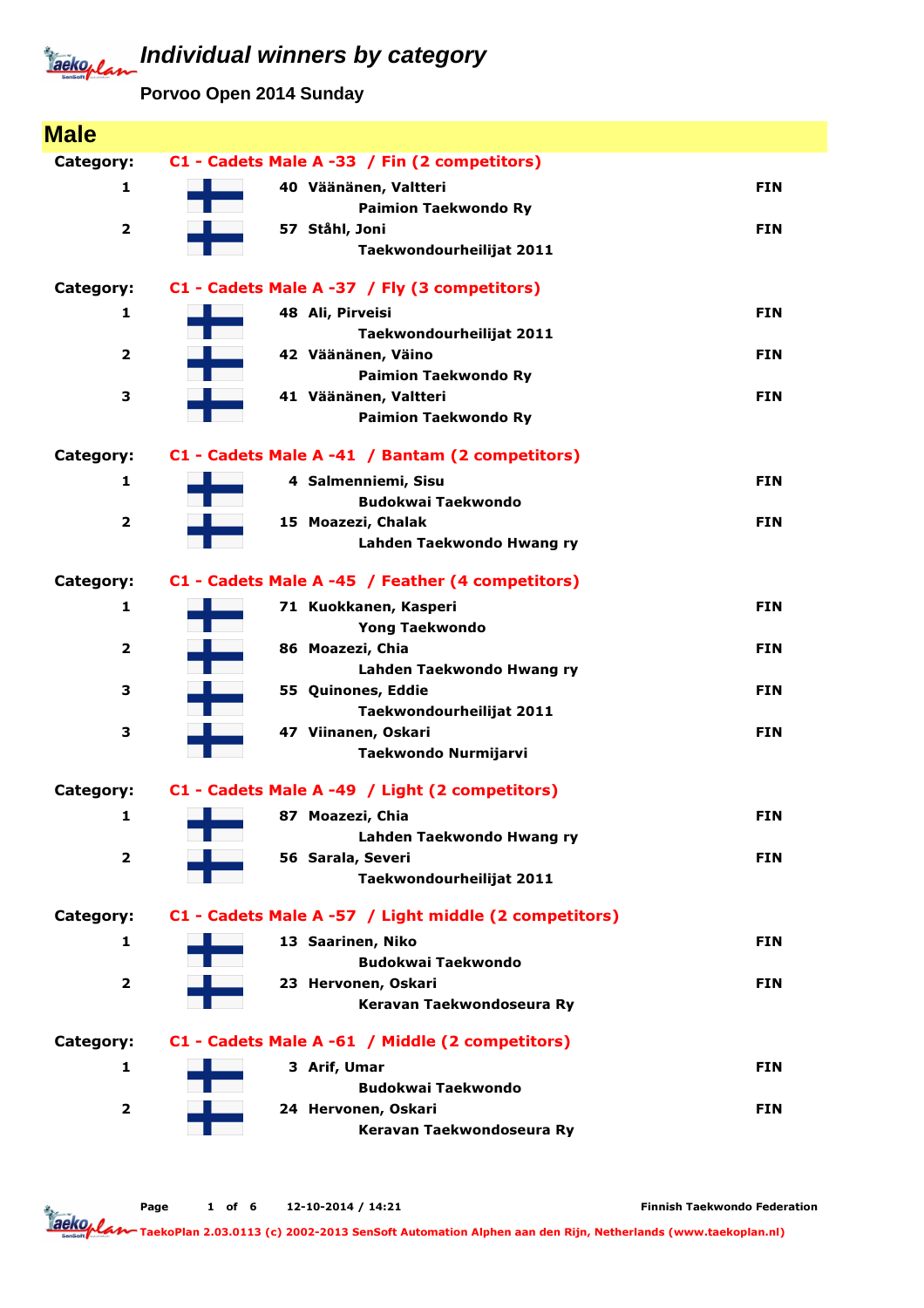# Individual winners by category

**Porvoo Open 2014 Sunday**

## Male

**Category: C1 - Cadets Male A -33 / Fin (2 competitors)**

| Place | No. | Name / Club | Country |
|---|---|---|---|
| 1 | 40 | Väänänen, Valtteri<br>Paimion Taekwondo Ry | FIN |
| 2 | 57 | Ståhl, Joni<br>Taekwondourheilijat 2011 | FIN |

**Category: C1 - Cadets Male A -37 / Fly (3 competitors)**

| Place | No. | Name / Club | Country |
|---|---|---|---|
| 1 | 48 | Ali, Pirveisi<br>Taekwondourheilijat 2011 | FIN |
| 2 | 42 | Väänänen, Väino<br>Paimion Taekwondo Ry | FIN |
| 3 | 41 | Väänänen, Valtteri<br>Paimion Taekwondo Ry | FIN |

**Category: C1 - Cadets Male A -41 / Bantam (2 competitors)**

| Place | No. | Name / Club | Country |
|---|---|---|---|
| 1 | 4 | Salmenniemi, Sisu<br>Budokwai Taekwondo | FIN |
| 2 | 15 | Moazezi, Chalak<br>Lahden Taekwondo Hwang ry | FIN |

**Category: C1 - Cadets Male A -45 / Feather (4 competitors)**

| Place | No. | Name / Club | Country |
|---|---|---|---|
| 1 | 71 | Kuokkanen, Kasperi<br>Yong Taekwondo | FIN |
| 2 | 86 | Moazezi, Chia<br>Lahden Taekwondo Hwang ry | FIN |
| 3 | 55 | Quinones, Eddie<br>Taekwondourheilijat 2011 | FIN |
| 3 | 47 | Viinanen, Oskari<br>Taekwondo Nurmijarvi | FIN |

**Category: C1 - Cadets Male A -49 / Light (2 competitors)**

| Place | No. | Name / Club | Country |
|---|---|---|---|
| 1 | 87 | Moazezi, Chia<br>Lahden Taekwondo Hwang ry | FIN |
| 2 | 56 | Sarala, Severi<br>Taekwondourheilijat 2011 | FIN |

**Category: C1 - Cadets Male A -57 / Light middle (2 competitors)**

| Place | No. | Name / Club | Country |
|---|---|---|---|
| 1 | 13 | Saarinen, Niko<br>Budokwai Taekwondo | FIN |
| 2 | 23 | Hervonen, Oskari<br>Keravan Taekwondoseura Ry | FIN |

**Category: C1 - Cadets Male A -61 / Middle (2 competitors)**

| Place | No. | Name / Club | Country |
|---|---|---|---|
| 1 | 3 | Arif, Umar<br>Budokwai Taekwondo | FIN |
| 2 | 24 | Hervonen, Oskari<br>Keravan Taekwondoseura Ry | FIN |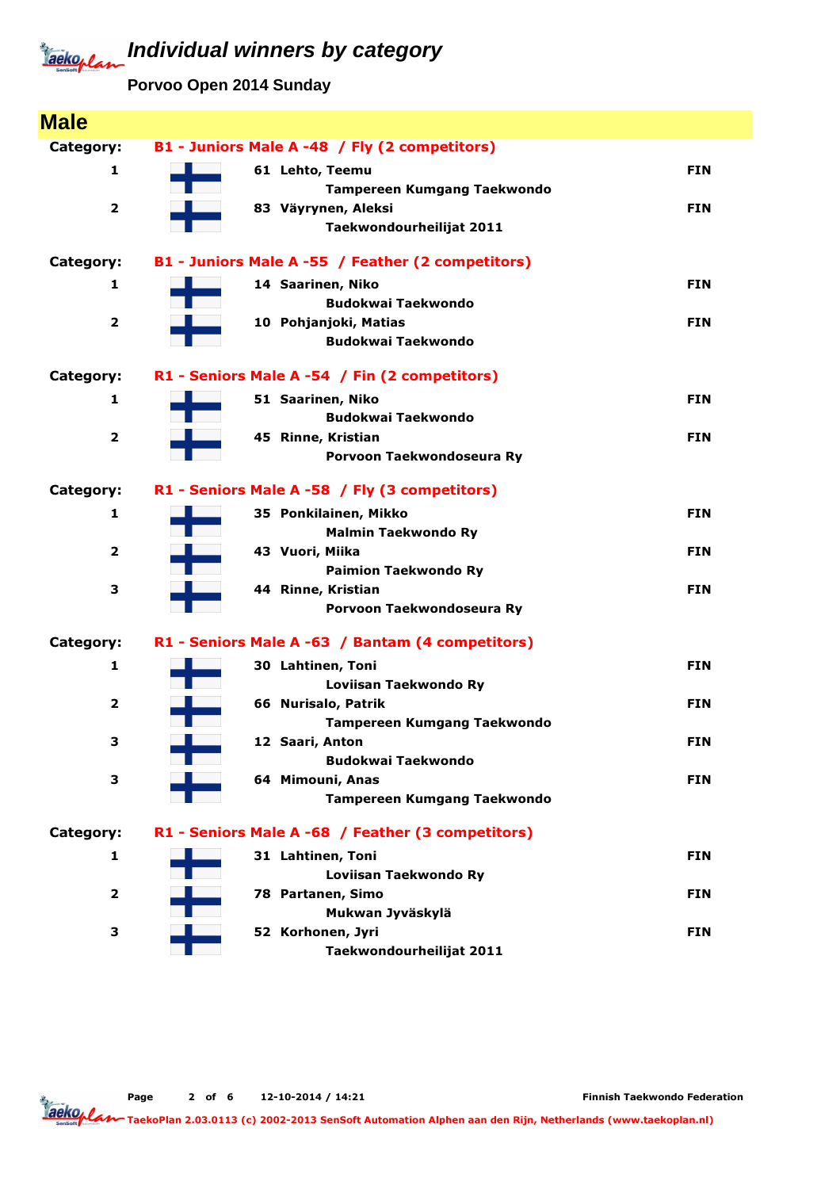# Individual winners by category

**Porvoo Open 2014 Sunday**

## Male

**Category:** B1 - Juniors Male A -48 / Fly (2 competitors)

| Place | No. | Name | Club | Country |
|---|---|---|---|---|
| 1 | 61 | Lehto, Teemu | Tampereen Kumgang Taekwondo | FIN |
| 2 | 83 | Väyrynen, Aleksi | Taekwondourheilijat 2011 | FIN |

**Category:** B1 - Juniors Male A -55 / Feather (2 competitors)

| Place | No. | Name | Club | Country |
|---|---|---|---|---|
| 1 | 14 | Saarinen, Niko | Budokwai Taekwondo | FIN |
| 2 | 10 | Pohjanjoki, Matias | Budokwai Taekwondo | FIN |

**Category:** R1 - Seniors Male A -54 / Fin (2 competitors)

| Place | No. | Name | Club | Country |
|---|---|---|---|---|
| 1 | 51 | Saarinen, Niko | Budokwai Taekwondo | FIN |
| 2 | 45 | Rinne, Kristian | Porvoon Taekwondoseura Ry | FIN |

**Category:** R1 - Seniors Male A -58 / Fly (3 competitors)

| Place | No. | Name | Club | Country |
|---|---|---|---|---|
| 1 | 35 | Ponkilainen, Mikko | Malmin Taekwondo Ry | FIN |
| 2 | 43 | Vuori, Miika | Paimion Taekwondo Ry | FIN |
| 3 | 44 | Rinne, Kristian | Porvoon Taekwondoseura Ry | FIN |

**Category:** R1 - Seniors Male A -63 / Bantam (4 competitors)

| Place | No. | Name | Club | Country |
|---|---|---|---|---|
| 1 | 30 | Lahtinen, Toni | Loviisan Taekwondo Ry | FIN |
| 2 | 66 | Nurisalo, Patrik | Tampereen Kumgang Taekwondo | FIN |
| 3 | 12 | Saari, Anton | Budokwai Taekwondo | FIN |
| 3 | 64 | Mimouni, Anas | Tampereen Kumgang Taekwondo | FIN |

**Category:** R1 - Seniors Male A -68 / Feather (3 competitors)

| Place | No. | Name | Club | Country |
|---|---|---|---|---|
| 1 | 31 | Lahtinen, Toni | Loviisan Taekwondo Ry | FIN |
| 2 | 78 | Partanen, Simo | Mukwan Jyväskylä | FIN |
| 3 | 52 | Korhonen, Jyri | Taekwondourheilijat 2011 | FIN |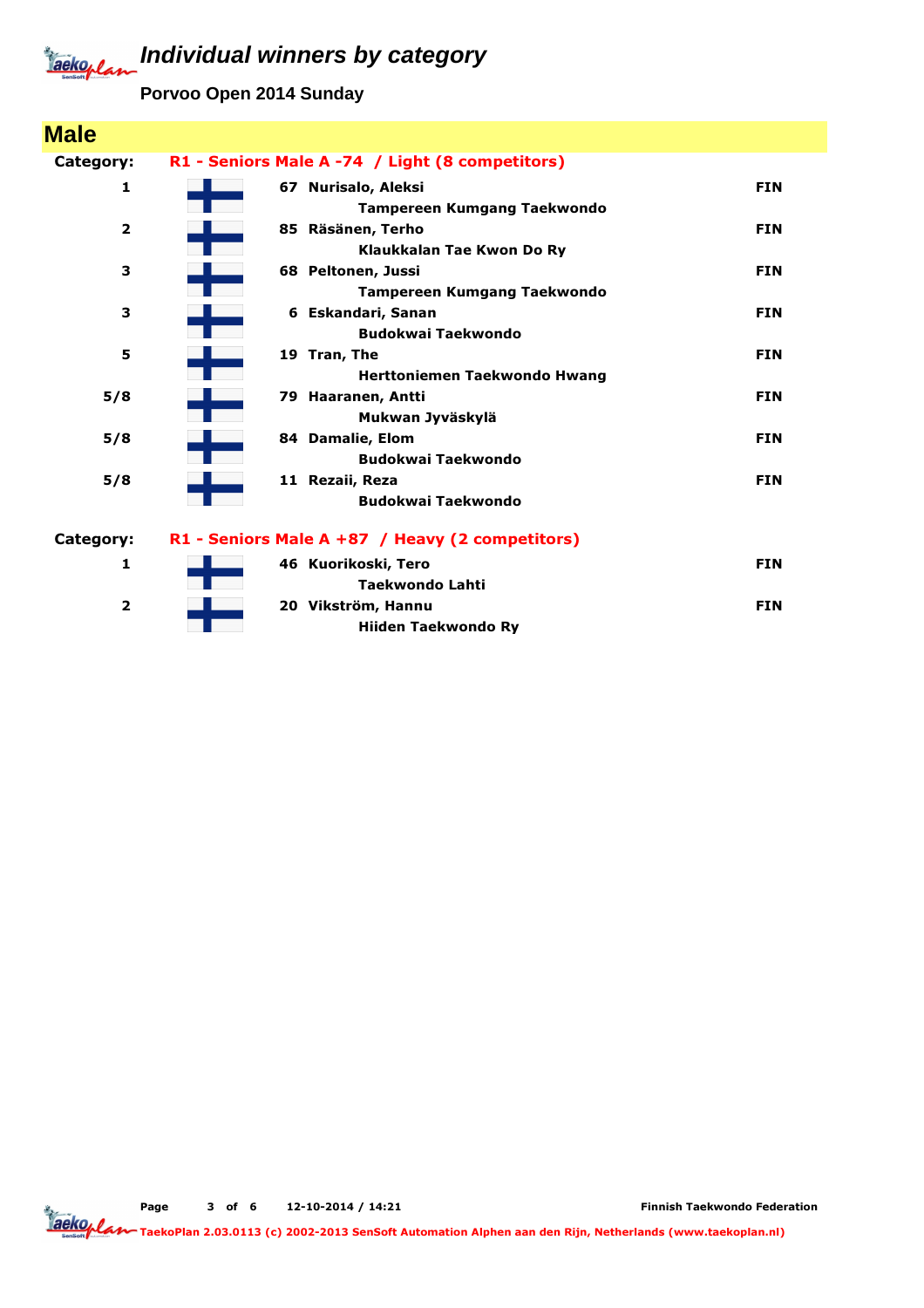# Individual winners by category

**Porvoo Open 2014 Sunday**

## Male

**Category:** R1 - Seniors Male A -74 / Light (8 competitors)

| Rank | No. | Name / Club | Country |
|---|---|---|---|
| 1 | 67 | **Nurisalo, Aleksi**<br>Tampereen Kumgang Taekwondo | FIN |
| 2 | 85 | **Räsänen, Terho**<br>Klaukkalan Tae Kwon Do Ry | FIN |
| 3 | 68 | **Peltonen, Jussi**<br>Tampereen Kumgang Taekwondo | FIN |
| 3 | 6 | **Eskandari, Sanan**<br>Budokwai Taekwondo | FIN |
| 5 | 19 | **Tran, The**<br>Herttoniemen Taekwondo Hwang | FIN |
| 5/8 | 79 | **Haaranen, Antti**<br>Mukwan Jyväskylä | FIN |
| 5/8 | 84 | **Damalie, Elom**<br>Budokwai Taekwondo | FIN |
| 5/8 | 11 | **Rezaii, Reza**<br>Budokwai Taekwondo | FIN |

**Category:** R1 - Seniors Male A +87 / Heavy (2 competitors)

| Rank | No. | Name / Club | Country |
|---|---|---|---|
| 1 | 46 | **Kuorikoski, Tero**<br>Taekwondo Lahti | FIN |
| 2 | 20 | **Vikström, Hannu**<br>Hiiden Taekwondo Ry | FIN |

12-10-2014 / 14:21 — Finnish Taekwondo Federation

TaekoPlan 2.03.0113 (c) 2002-2013 SenSoft Automation Alphen aan den Rijn, Netherlands (www.taekoplan.nl)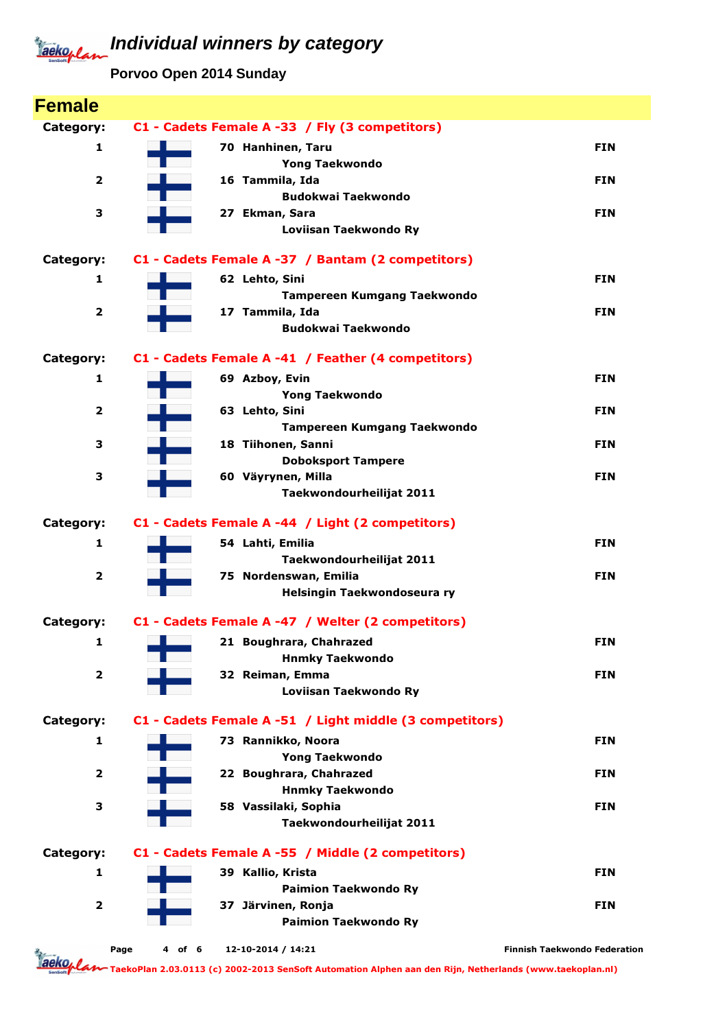# Individual winners by category

**Porvoo Open 2014 Sunday**

## Female

**Category: C1 - Cadets Female A -33 / Fly (3 competitors)**

| Place | No. | Name | Club | Country |
|---|---|---|---|---|
| 1 | 70 | Hanhinen, Taru | Yong Taekwondo | FIN |
| 2 | 16 | Tammila, Ida | Budokwai Taekwondo | FIN |
| 3 | 27 | Ekman, Sara | Loviisan Taekwondo Ry | FIN |

**Category: C1 - Cadets Female A -37 / Bantam (2 competitors)**

| Place | No. | Name | Club | Country |
|---|---|---|---|---|
| 1 | 62 | Lehto, Sini | Tampereen Kumgang Taekwondo | FIN |
| 2 | 17 | Tammila, Ida | Budokwai Taekwondo | FIN |

**Category: C1 - Cadets Female A -41 / Feather (4 competitors)**

| Place | No. | Name | Club | Country |
|---|---|---|---|---|
| 1 | 69 | Azboy, Evin | Yong Taekwondo | FIN |
| 2 | 63 | Lehto, Sini | Tampereen Kumgang Taekwondo | FIN |
| 3 | 18 | Tiihonen, Sanni | Doboksport Tampere | FIN |
| 3 | 60 | Väyrynen, Milla | Taekwondourheilijat 2011 | FIN |

**Category: C1 - Cadets Female A -44 / Light (2 competitors)**

| Place | No. | Name | Club | Country |
|---|---|---|---|---|
| 1 | 54 | Lahti, Emilia | Taekwondourheilijat 2011 | FIN |
| 2 | 75 | Nordenswan, Emilia | Helsingin Taekwondoseura ry | FIN |

**Category: C1 - Cadets Female A -47 / Welter (2 competitors)**

| Place | No. | Name | Club | Country |
|---|---|---|---|---|
| 1 | 21 | Boughrara, Chahrazed | Hnmky Taekwondo | FIN |
| 2 | 32 | Reiman, Emma | Loviisan Taekwondo Ry | FIN |

**Category: C1 - Cadets Female A -51 / Light middle (3 competitors)**

| Place | No. | Name | Club | Country |
|---|---|---|---|---|
| 1 | 73 | Rannikko, Noora | Yong Taekwondo | FIN |
| 2 | 22 | Boughrara, Chahrazed | Hnmky Taekwondo | FIN |
| 3 | 58 | Vassilaki, Sophia | Taekwondourheilijat 2011 | FIN |

**Category: C1 - Cadets Female A -55 / Middle (2 competitors)**

| Place | No. | Name | Club | Country |
|---|---|---|---|---|
| 1 | 39 | Kallio, Krista | Paimion Taekwondo Ry | FIN |
| 2 | 37 | Järvinen, Ronja | Paimion Taekwondo Ry | FIN |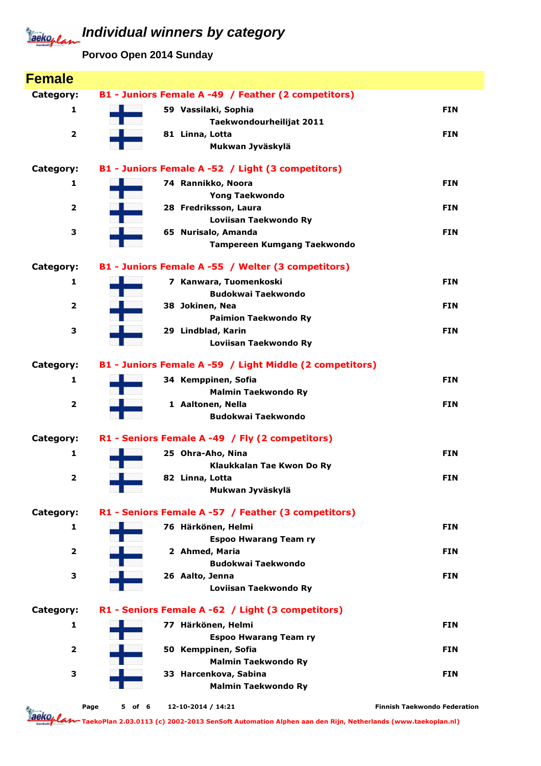# Individual winners by category

**Porvoo Open 2014 Sunday**

## Female

**Category: B1 - Juniors Female A -49 / Feather (2 competitors)**

| Place | No. | Name | Club | Country |
|---|---|---|---|---|
| 1 | 59 | Vassilaki, Sophia | Taekwondourheilijat 2011 | FIN |
| 2 | 81 | Linna, Lotta | Mukwan Jyväskylä | FIN |

**Category: B1 - Juniors Female A -52 / Light (3 competitors)**

| Place | No. | Name | Club | Country |
|---|---|---|---|---|
| 1 | 74 | Rannikko, Noora | Yong Taekwondo | FIN |
| 2 | 28 | Fredriksson, Laura | Loviisan Taekwondo Ry | FIN |
| 3 | 65 | Nurisalo, Amanda | Tampereen Kumgang Taekwondo | FIN |

**Category: B1 - Juniors Female A -55 / Welter (3 competitors)**

| Place | No. | Name | Club | Country |
|---|---|---|---|---|
| 1 | 7 | Kanwara, Tuomenkoski | Budokwai Taekwondo | FIN |
| 2 | 38 | Jokinen, Nea | Paimion Taekwondo Ry | FIN |
| 3 | 29 | Lindblad, Karin | Loviisan Taekwondo Ry | FIN |

**Category: B1 - Juniors Female A -59 / Light Middle (2 competitors)**

| Place | No. | Name | Club | Country |
|---|---|---|---|---|
| 1 | 34 | Kemppinen, Sofia | Malmin Taekwondo Ry | FIN |
| 2 | 1 | Aaltonen, Nella | Budokwai Taekwondo | FIN |

**Category: R1 - Seniors Female A -49 / Fly (2 competitors)**

| Place | No. | Name | Club | Country |
|---|---|---|---|---|
| 1 | 25 | Ohra-Aho, Nina | Klaukkalan Tae Kwon Do Ry | FIN |
| 2 | 82 | Linna, Lotta | Mukwan Jyväskylä | FIN |

**Category: R1 - Seniors Female A -57 / Feather (3 competitors)**

| Place | No. | Name | Club | Country |
|---|---|---|---|---|
| 1 | 76 | Härkönen, Helmi | Espoo Hwarang Team ry | FIN |
| 2 | 2 | Ahmed, Maria | Budokwai Taekwondo | FIN |
| 3 | 26 | Aalto, Jenna | Loviisan Taekwondo Ry | FIN |

**Category: R1 - Seniors Female A -62 / Light (3 competitors)**

| Place | No. | Name | Club | Country |
|---|---|---|---|---|
| 1 | 77 | Härkönen, Helmi | Espoo Hwarang Team ry | FIN |
| 2 | 50 | Kemppinen, Sofia | Malmin Taekwondo Ry | FIN |
| 3 | 33 | Harcenkova, Sabina | Malmin Taekwondo Ry | FIN |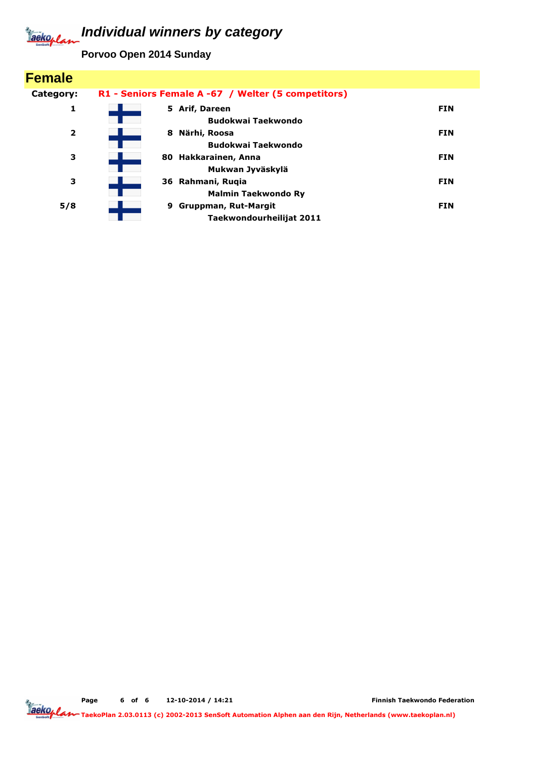# Individual winners by category

**Porvoo Open 2014 Sunday**

## Female

**Category:** R1 - Seniors Female A -67 / Welter (5 competitors)

| | | | |
|---|---|---|---|
| 1 | 5 | **Arif, Dareen**<br>Budokwai Taekwondo | FIN |
| 2 | 8 | **Närhi, Roosa**<br>Budokwai Taekwondo | FIN |
| 3 | 80 | **Hakkarainen, Anna**<br>Mukwan Jyväskylä | FIN |
| 3 | 36 | **Rahmani, Ruqia**<br>Malmin Taekwondo Ry | FIN |
| 5/8 | 9 | **Gruppman, Rut-Margit**<br>Taekwondourheilijat 2011 | FIN |

12-10-2014 / 14:21 — Finnish Taekwondo Federation